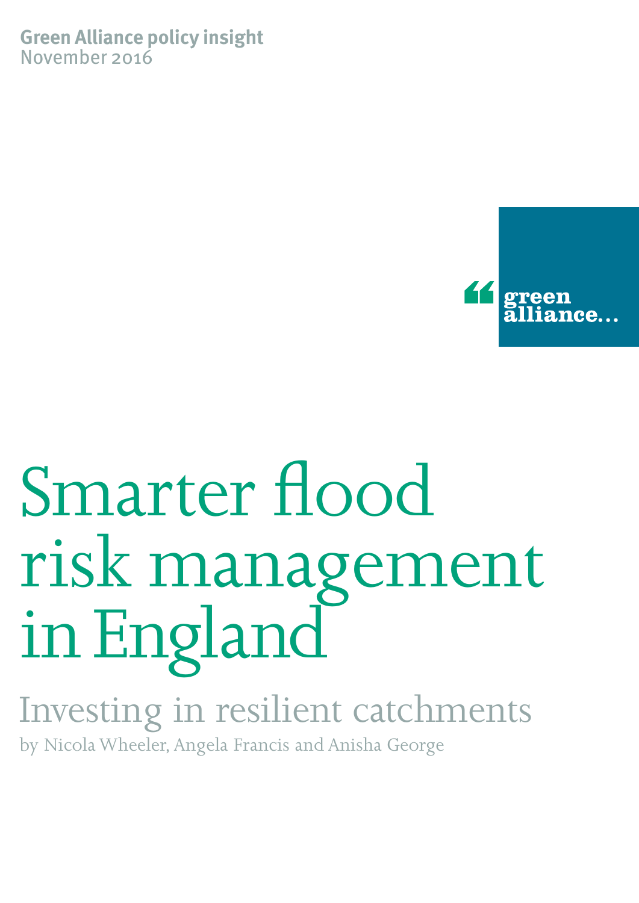**Green Alliance policy insight**
November 2016

green alliance...

# Smarter flood risk management in England

## Investing in resilient catchments

by Nicola Wheeler, Angela Francis and Anisha George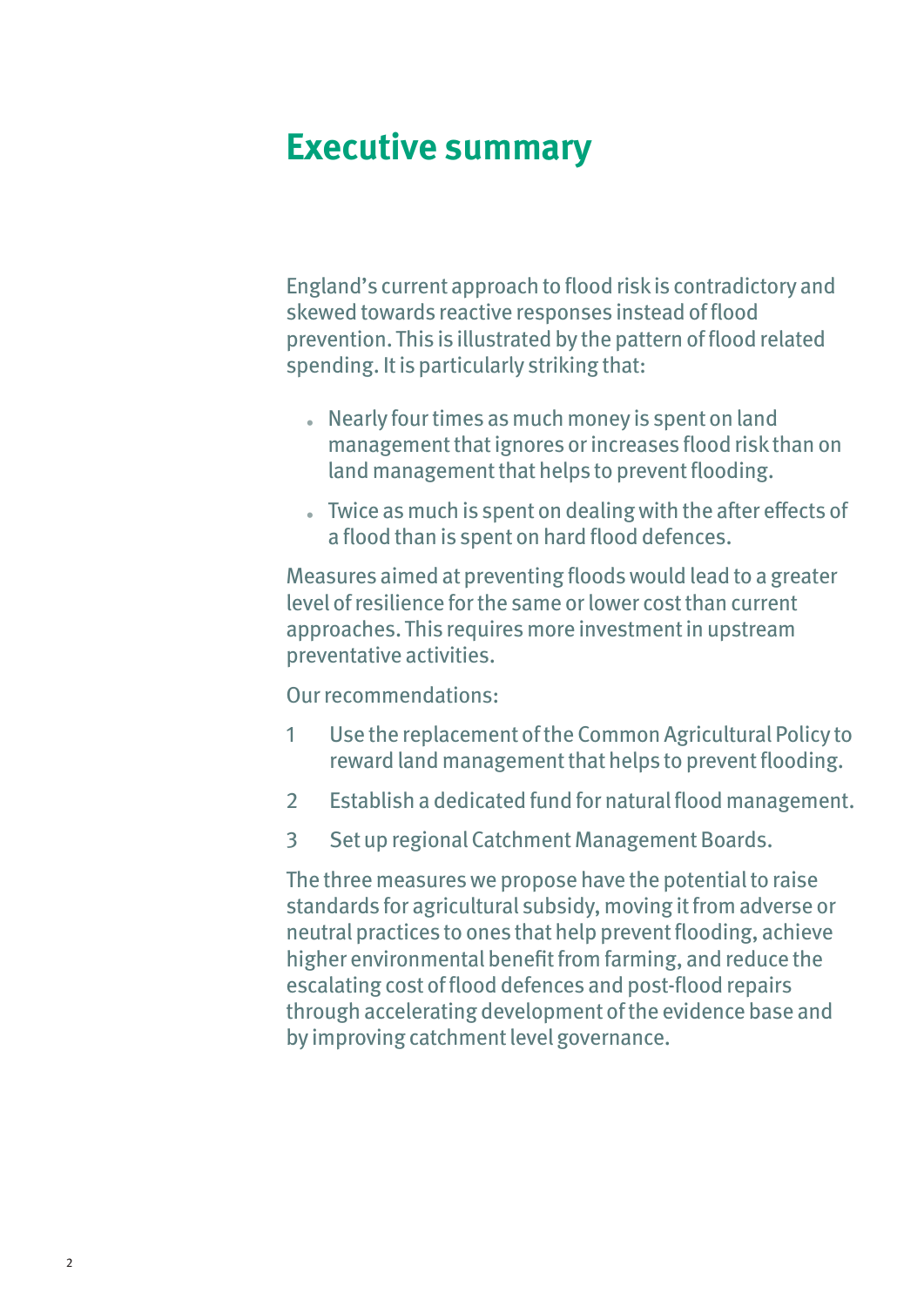# Executive summary

England's current approach to flood risk is contradictory and skewed towards reactive responses instead of flood prevention. This is illustrated by the pattern of flood related spending. It is particularly striking that:

- Nearly four times as much money is spent on land management that ignores or increases flood risk than on land management that helps to prevent flooding.
- Twice as much is spent on dealing with the after effects of a flood than is spent on hard flood defences.

Measures aimed at preventing floods would lead to a greater level of resilience for the same or lower cost than current approaches. This requires more investment in upstream preventative activities.

Our recommendations:

1. Use the replacement of the Common Agricultural Policy to reward land management that helps to prevent flooding.
2. Establish a dedicated fund for natural flood management.
3. Set up regional Catchment Management Boards.

The three measures we propose have the potential to raise standards for agricultural subsidy, moving it from adverse or neutral practices to ones that help prevent flooding, achieve higher environmental benefit from farming, and reduce the escalating cost of flood defences and post-flood repairs through accelerating development of the evidence base and by improving catchment level governance.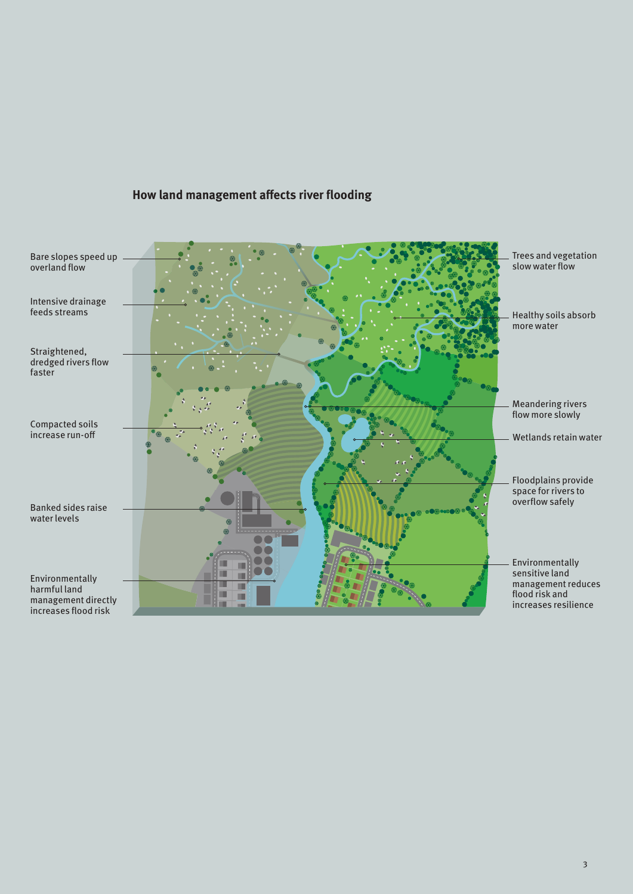## How land management affects river flooding

Bare slopes speed up overland flow

Intensive drainage feeds streams

Straightened, dredged rivers flow faster

Compacted soils increase run-off

Banked sides raise water levels

Environmentally harmful land management directly increases flood risk

Trees and vegetation slow water flow

Healthy soils absorb more water

Meandering rivers flow more slowly

Wetlands retain water

Floodplains provide space for rivers to overflow safely

Environmentally sensitive land management reduces flood risk and increases resilience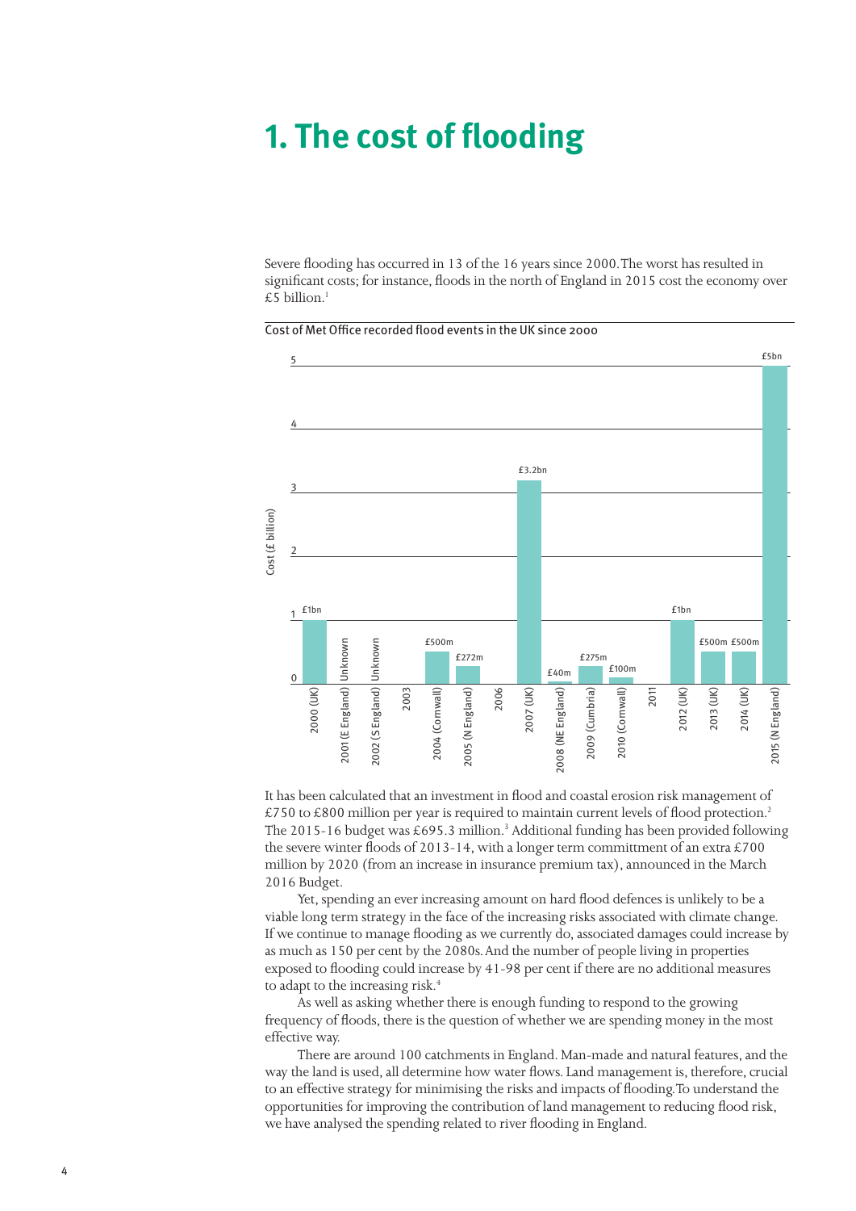# 1. The cost of flooding

Severe flooding has occurred in 13 of the 16 years since 2000. The worst has resulted in significant costs; for instance, floods in the north of England in 2015 cost the economy over £5 billion.[1]

Cost of Met Office recorded flood events in the UK since 2000

| Year | Cost |
| --- | --- |
| 2000 (UK) | £1bn |
| 2001 (E England) | Unknown |
| 2002 (S England) | Unknown |
| 2003 | |
| 2004 (Cornwall) | £500m |
| 2005 (N England) | £272m |
| 2006 | |
| 2007 (UK) | £3.2bn |
| 2008 (NE England) | £40m |
| 2009 (Cumbria) | £275m |
| 2010 (Cornwall) | £100m |
| 2011 | |
| 2012 (UK) | £1bn |
| 2013 (UK) | £500m |
| 2014 (UK) | £500m |
| 2015 (N England) | £5bn |

It has been calculated that an investment in flood and coastal erosion risk management of £750 to £800 million per year is required to maintain current levels of flood protection.[2] The 2015-16 budget was £695.3 million.[3] Additional funding has been provided following the severe winter floods of 2013-14, with a longer term committment of an extra £700 million by 2020 (from an increase in insurance premium tax), announced in the March 2016 Budget.

Yet, spending an ever increasing amount on hard flood defences is unlikely to be a viable long term strategy in the face of the increasing risks associated with climate change. If we continue to manage flooding as we currently do, associated damages could increase by as much as 150 per cent by the 2080s. And the number of people living in properties exposed to flooding could increase by 41-98 per cent if there are no additional measures to adapt to the increasing risk.[4]

As well as asking whether there is enough funding to respond to the growing frequency of floods, there is the question of whether we are spending money in the most effective way.

There are around 100 catchments in England. Man-made and natural features, and the way the land is used, all determine how water flows. Land management is, therefore, crucial to an effective strategy for minimising the risks and impacts of flooding. To understand the opportunities for improving the contribution of land management to reducing flood risk, we have analysed the spending related to river flooding in England.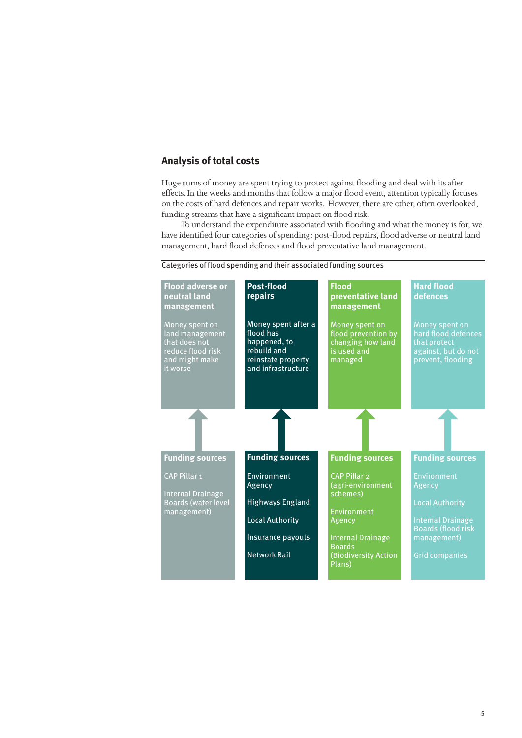## Analysis of total costs

Huge sums of money are spent trying to protect against flooding and deal with its after effects. In the weeks and months that follow a major flood event, attention typically focuses on the costs of hard defences and repair works. However, there are other, often overlooked, funding streams that have a significant impact on flood risk.

To understand the expenditure associated with flooding and what the money is for, we have identified four categories of spending: post-flood repairs, flood adverse or neutral land management, hard flood defences and flood preventative land management.

Categories of flood spending and their associated funding sources

| Flood adverse or neutral land management | Post-flood repairs | Flood preventative land management | Hard flood defences |
|---|---|---|---|
| Money spent on land management that does not reduce flood risk and might make it worse | Money spent after a flood has happened, to rebuild and reinstate property and infrastructure | Money spent on flood prevention by changing how land is used and managed | Money spent on hard flood defences that protect against, but do not prevent, flooding |
| **Funding sources** | **Funding sources** | **Funding sources** | **Funding sources** |
| CAP Pillar 1<br><br>Internal Drainage Boards (water level management) | Environment Agency<br><br>Highways England<br><br>Local Authority<br><br>Insurance payouts<br><br>Network Rail | CAP Pillar 2 (agri-environment schemes)<br><br>Environment Agency<br><br>Internal Drainage Boards (Biodiversity Action Plans) | Environment Agency<br><br>Local Authority<br><br>Internal Drainage Boards (flood risk management)<br><br>Grid companies |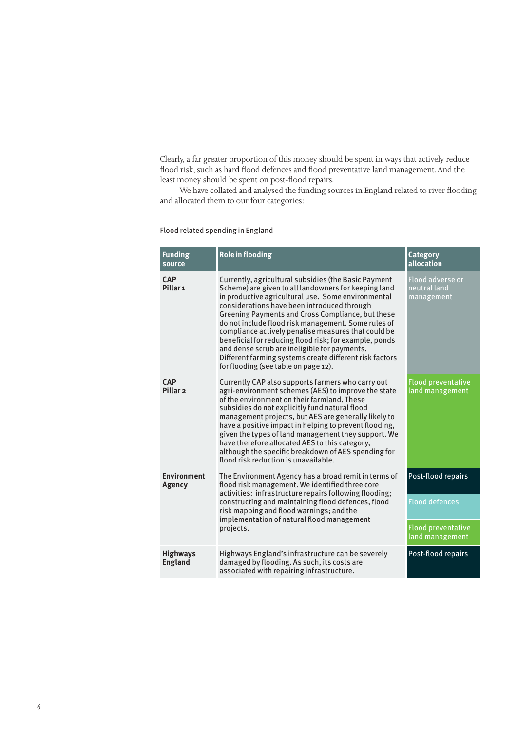Clearly, a far greater proportion of this money should be spent in ways that actively reduce flood risk, such as hard flood defences and flood preventative land management. And the least money should be spent on post-flood repairs.

We have collated and analysed the funding sources in England related to river flooding and allocated them to our four categories:

Flood related spending in England

| Funding source | Role in flooding | Category allocation |
| --- | --- | --- |
| **CAP Pillar 1** | Currently, agricultural subsidies (the Basic Payment Scheme) are given to all landowners for keeping land in productive agricultural use. Some environmental considerations have been introduced through Greening Payments and Cross Compliance, but these do not include flood risk management. Some rules of compliance actively penalise measures that could be beneficial for reducing flood risk; for example, ponds and dense scrub are ineligible for payments. Different farming systems create different risk factors for flooding (see table on page 12). | Flood adverse or neutral land management |
| **CAP Pillar 2** | Currently CAP also supports farmers who carry out agri-environment schemes (AES) to improve the state of the environment on their farmland. These subsidies do not explicitly fund natural flood management projects, but AES are generally likely to have a positive impact in helping to prevent flooding, given the types of land management they support. We have therefore allocated AES to this category, although the specific breakdown of AES spending for flood risk reduction is unavailable. | Flood preventative land management |
| **Environment Agency** | The Environment Agency has a broad remit in terms of flood risk management. We identified three core activities: infrastructure repairs following flooding; constructing and maintaining flood defences, flood risk mapping and flood warnings; and the implementation of natural flood management projects. | Post-flood repairs<br>Flood defences<br>Flood preventative land management |
| **Highways England** | Highways England's infrastructure can be severely damaged by flooding. As such, its costs are associated with repairing infrastructure. | Post-flood repairs |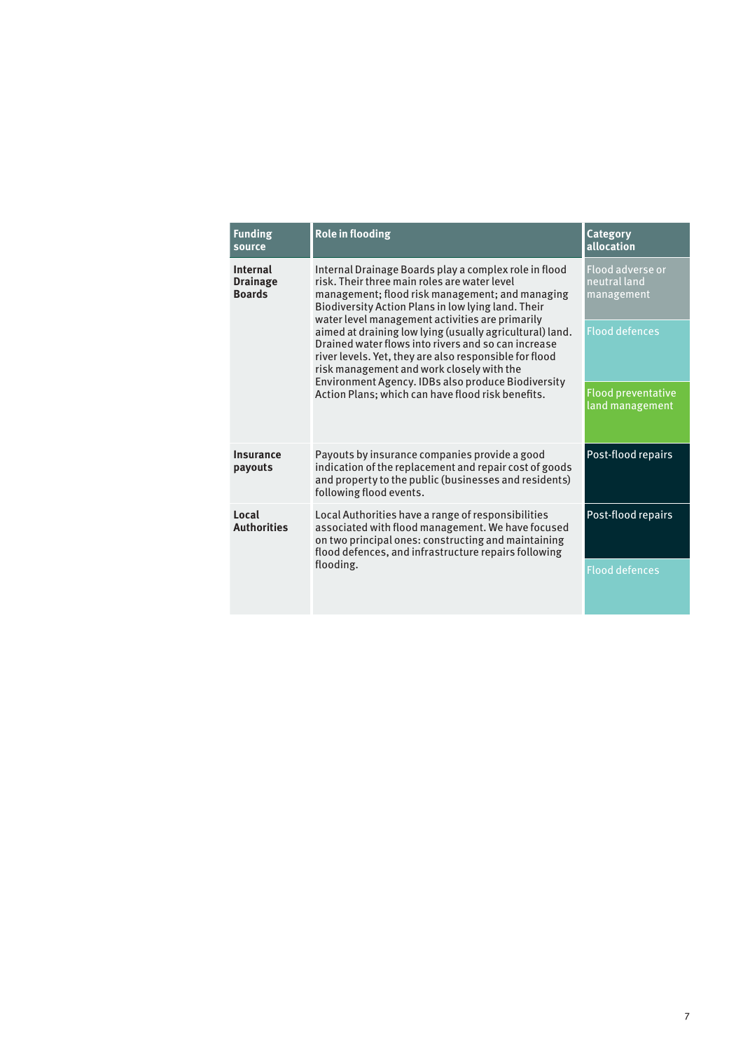| Funding source | Role in flooding | Category allocation |
|---|---|---|
| **Internal Drainage Boards** | Internal Drainage Boards play a complex role in flood risk. Their three main roles are water level management; flood risk management; and managing Biodiversity Action Plans in low lying land. Their water level management activities are primarily aimed at draining low lying (usually agricultural) land. Drained water flows into rivers and so can increase river levels. Yet, they are also responsible for flood risk management and work closely with the Environment Agency. IDBs also produce Biodiversity Action Plans; which can have flood risk benefits. | Flood adverse or neutral land management |
| | | Flood defences |
| | | Flood preventative land management |
| **Insurance payouts** | Payouts by insurance companies provide a good indication of the replacement and repair cost of goods and property to the public (businesses and residents) following flood events. | Post-flood repairs |
| **Local Authorities** | Local Authorities have a range of responsibilities associated with flood management. We have focused on two principal ones: constructing and maintaining flood defences, and infrastructure repairs following flooding. | Post-flood repairs |
| | | Flood defences |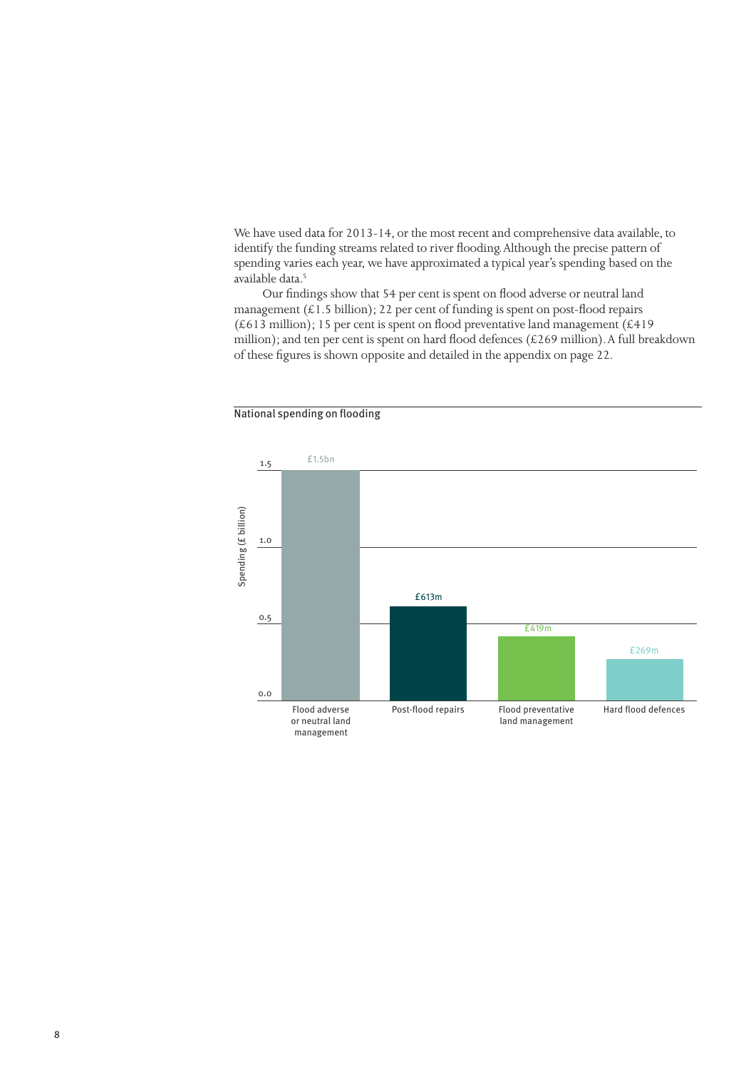We have used data for 2013-14, or the most recent and comprehensive data available, to identify the funding streams related to river flooding. Although the precise pattern of spending varies each year, we have approximated a typical year's spending based on the available data.[5]

Our findings show that 54 per cent is spent on flood adverse or neutral land management (£1.5 billion); 22 per cent of funding is spent on post-flood repairs (£613 million); 15 per cent is spent on flood preventative land management (£419 million); and ten per cent is spent on hard flood defences (£269 million). A full breakdown of these figures is shown opposite and detailed in the appendix on page 22.

National spending on flooding

| Category | Spending |
| --- | --- |
| Flood adverse or neutral land management | £1.5bn |
| Post-flood repairs | £613m |
| Flood preventative land management | £419m |
| Hard flood defences | £269m |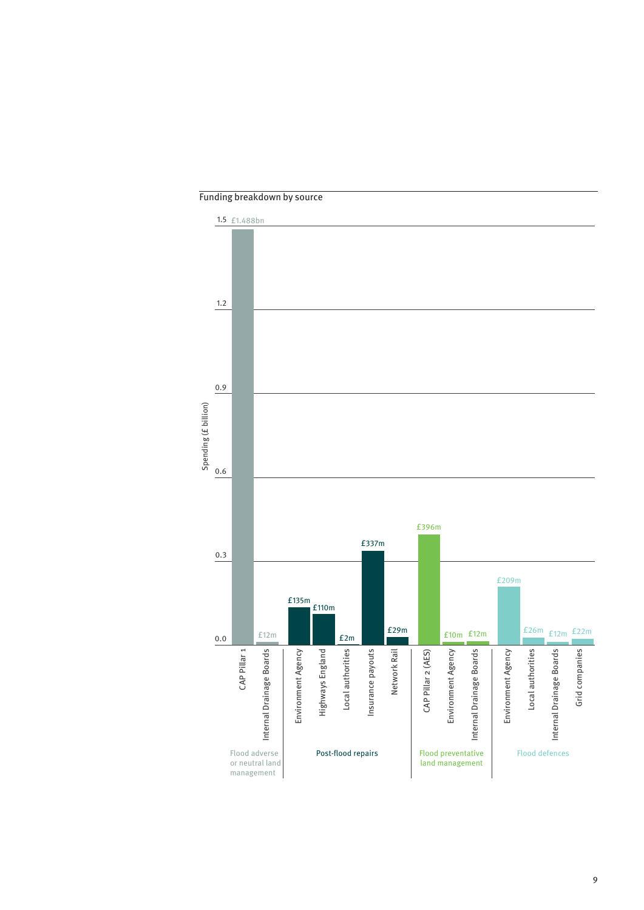Funding breakdown by source

| Category | Source | Spending |
|---|---|---|
| Flood adverse or neutral land management | CAP Pillar 1 | £1.488bn |
| Flood adverse or neutral land management | Internal Drainage Boards | £12m |
| Post-flood repairs | Environment Agency | £135m |
| Post-flood repairs | Highways England | £110m |
| Post-flood repairs | Local authorities | £2m |
| Post-flood repairs | Insurance payouts | £337m |
| Post-flood repairs | Network Rail | £29m |
| Flood preventative land management | CAP Pillar 2 (AES) | £396m |
| Flood preventative land management | Environment Agency | £10m |
| Flood preventative land management | Internal Drainage Boards | £12m |
| Flood defences | Environment Agency | £209m |
| Flood defences | Local authorities | £26m |
| Flood defences | Internal Drainage Boards | £12m |
| Flood defences | Grid companies | £22m |

Spending (£ billion)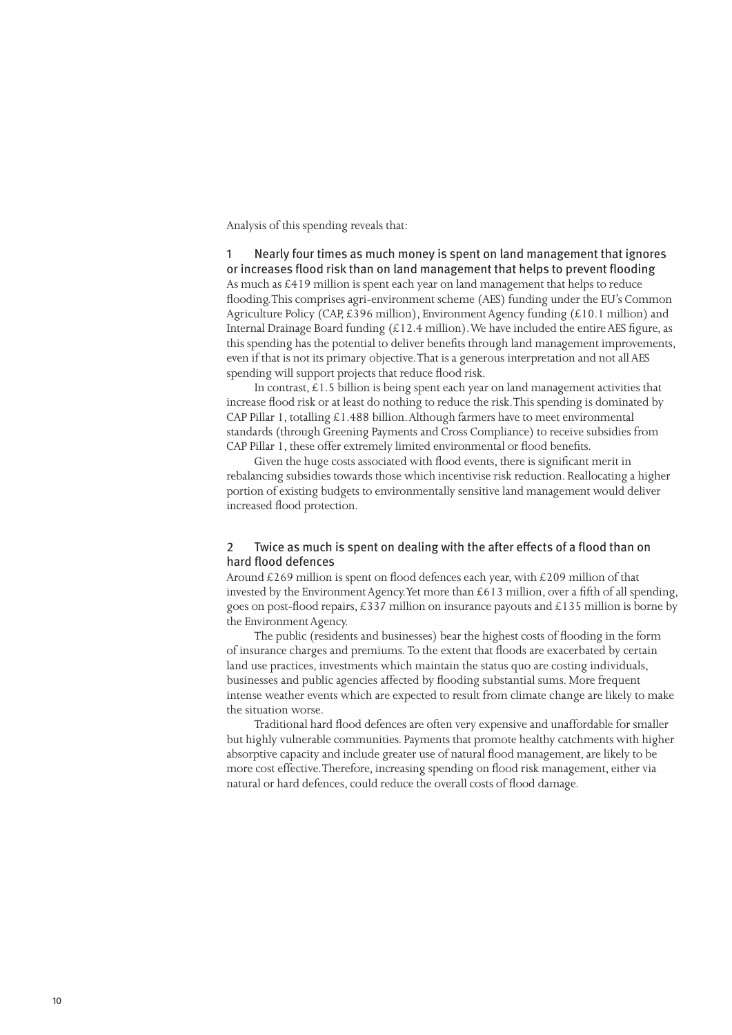Analysis of this spending reveals that:

### 1 Nearly four times as much money is spent on land management that ignores or increases flood risk than on land management that helps to prevent flooding

As much as £419 million is spent each year on land management that helps to reduce flooding. This comprises agri-environment scheme (AES) funding under the EU's Common Agriculture Policy (CAP, £396 million), Environment Agency funding (£10.1 million) and Internal Drainage Board funding (£12.4 million). We have included the entire AES figure, as this spending has the potential to deliver benefits through land management improvements, even if that is not its primary objective. That is a generous interpretation and not all AES spending will support projects that reduce flood risk.

In contrast, £1.5 billion is being spent each year on land management activities that increase flood risk or at least do nothing to reduce the risk. This spending is dominated by CAP Pillar 1, totalling £1.488 billion. Although farmers have to meet environmental standards (through Greening Payments and Cross Compliance) to receive subsidies from CAP Pillar 1, these offer extremely limited environmental or flood benefits.

Given the huge costs associated with flood events, there is significant merit in rebalancing subsidies towards those which incentivise risk reduction. Reallocating a higher portion of existing budgets to environmentally sensitive land management would deliver increased flood protection.

### 2 Twice as much is spent on dealing with the after effects of a flood than on hard flood defences

Around £269 million is spent on flood defences each year, with £209 million of that invested by the Environment Agency. Yet more than £613 million, over a fifth of all spending, goes on post-flood repairs, £337 million on insurance payouts and £135 million is borne by the Environment Agency.

The public (residents and businesses) bear the highest costs of flooding in the form of insurance charges and premiums. To the extent that floods are exacerbated by certain land use practices, investments which maintain the status quo are costing individuals, businesses and public agencies affected by flooding substantial sums. More frequent intense weather events which are expected to result from climate change are likely to make the situation worse.

Traditional hard flood defences are often very expensive and unaffordable for smaller but highly vulnerable communities. Payments that promote healthy catchments with higher absorptive capacity and include greater use of natural flood management, are likely to be more cost effective. Therefore, increasing spending on flood risk management, either via natural or hard defences, could reduce the overall costs of flood damage.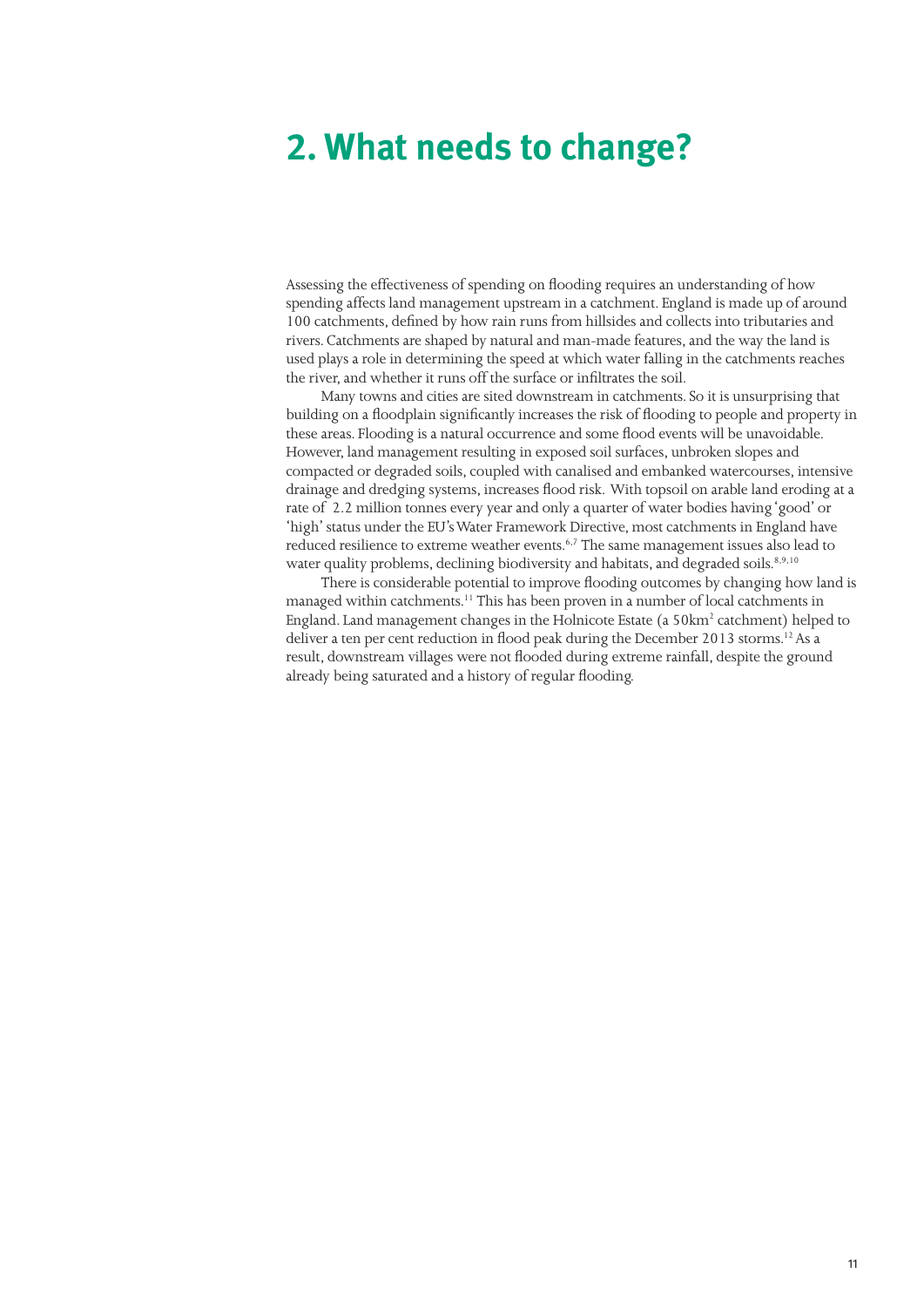# 2. What needs to change?

Assessing the effectiveness of spending on flooding requires an understanding of how spending affects land management upstream in a catchment. England is made up of around 100 catchments, defined by how rain runs from hillsides and collects into tributaries and rivers. Catchments are shaped by natural and man-made features, and the way the land is used plays a role in determining the speed at which water falling in the catchments reaches the river, and whether it runs off the surface or infiltrates the soil.

Many towns and cities are sited downstream in catchments. So it is unsurprising that building on a floodplain significantly increases the risk of flooding to people and property in these areas. Flooding is a natural occurrence and some flood events will be unavoidable. However, land management resulting in exposed soil surfaces, unbroken slopes and compacted or degraded soils, coupled with canalised and embanked watercourses, intensive drainage and dredging systems, increases flood risk. With topsoil on arable land eroding at a rate of 2.2 million tonnes every year and only a quarter of water bodies having 'good' or 'high' status under the EU's Water Framework Directive, most catchments in England have reduced resilience to extreme weather events.[6,7] The same management issues also lead to water quality problems, declining biodiversity and habitats, and degraded soils.[8,9,10]

There is considerable potential to improve flooding outcomes by changing how land is managed within catchments.[11] This has been proven in a number of local catchments in England. Land management changes in the Holnicote Estate (a 50km$^2$ catchment) helped to deliver a ten per cent reduction in flood peak during the December 2013 storms.[12] As a result, downstream villages were not flooded during extreme rainfall, despite the ground already being saturated and a history of regular flooding.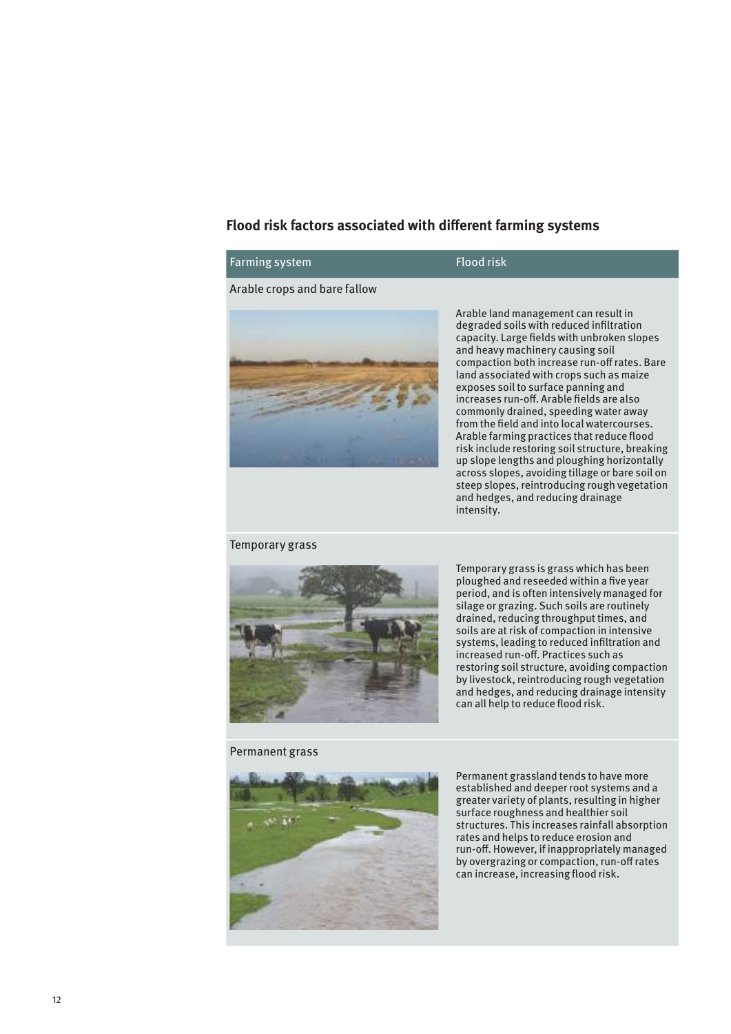## Flood risk factors associated with different farming systems

| Farming system | Flood risk |
| --- | --- |
| Arable crops and bare fallow | Arable land management can result in degraded soils with reduced infiltration capacity. Large fields with unbroken slopes and heavy machinery causing soil compaction both increase run-off rates. Bare land associated with crops such as maize exposes soil to surface panning and increases run-off. Arable fields are also commonly drained, speeding water away from the field and into local watercourses. Arable farming practices that reduce flood risk include restoring soil structure, breaking up slope lengths and ploughing horizontally across slopes, avoiding tillage or bare soil on steep slopes, reintroducing rough vegetation and hedges, and reducing drainage intensity. |
| Temporary grass | Temporary grass is grass which has been ploughed and reseeded within a five year period, and is often intensively managed for silage or grazing. Such soils are routinely drained, reducing throughput times, and soils are at risk of compaction in intensive systems, leading to reduced infiltration and increased run-off. Practices such as restoring soil structure, avoiding compaction by livestock, reintroducing rough vegetation and hedges, and reducing drainage intensity can all help to reduce flood risk. |
| Permanent grass | Permanent grassland tends to have more established and deeper root systems and a greater variety of plants, resulting in higher surface roughness and healthier soil structures. This increases rainfall absorption rates and helps to reduce erosion and run-off. However, if inappropriately managed by overgrazing or compaction, run-off rates can increase, increasing flood risk. |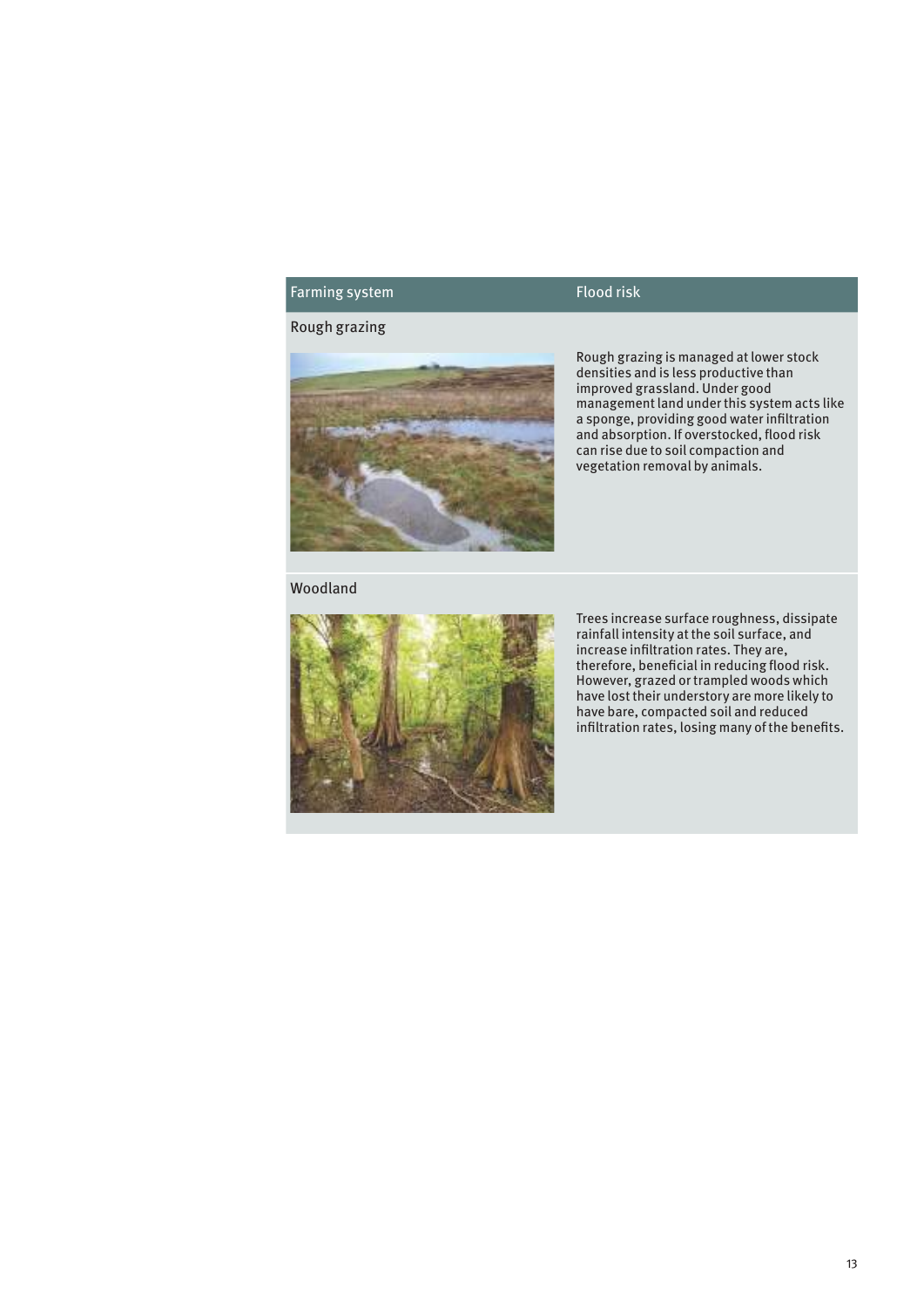| Farming system | Flood risk |
| --- | --- |
| Rough grazing | Rough grazing is managed at lower stock densities and is less productive than improved grassland. Under good management land under this system acts like a sponge, providing good water infiltration and absorption. If overstocked, flood risk can rise due to soil compaction and vegetation removal by animals. |
| Woodland | Trees increase surface roughness, dissipate rainfall intensity at the soil surface, and increase infiltration rates. They are, therefore, beneficial in reducing flood risk. However, grazed or trampled woods which have lost their understory are more likely to have bare, compacted soil and reduced infiltration rates, losing many of the benefits. |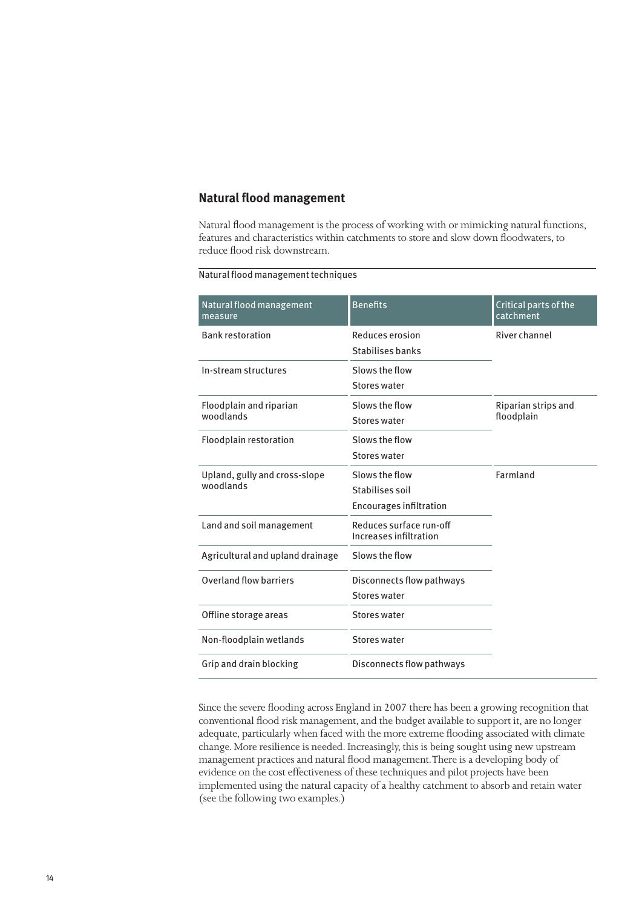## Natural flood management

Natural flood management is the process of working with or mimicking natural functions, features and characteristics within catchments to store and slow down floodwaters, to reduce flood risk downstream.

Natural flood management techniques

| Natural flood management measure | Benefits | Critical parts of the catchment |
|---|---|---|
| Bank restoration | Reduces erosion<br>Stabilises banks | River channel |
| In-stream structures | Slows the flow<br>Stores water | |
| Floodplain and riparian woodlands | Slows the flow<br>Stores water | Riparian strips and floodplain |
| Floodplain restoration | Slows the flow<br>Stores water | |
| Upland, gully and cross-slope woodlands | Slows the flow<br>Stabilises soil<br>Encourages infiltration | Farmland |
| Land and soil management | Reduces surface run-off<br>Increases infiltration | |
| Agricultural and upland drainage | Slows the flow | |
| Overland flow barriers | Disconnects flow pathways<br>Stores water | |
| Offline storage areas | Stores water | |
| Non-floodplain wetlands | Stores water | |
| Grip and drain blocking | Disconnects flow pathways | |

Since the severe flooding across England in 2007 there has been a growing recognition that conventional flood risk management, and the budget available to support it, are no longer adequate, particularly when faced with the more extreme flooding associated with climate change. More resilience is needed. Increasingly, this is being sought using new upstream management practices and natural flood management. There is a developing body of evidence on the cost effectiveness of these techniques and pilot projects have been implemented using the natural capacity of a healthy catchment to absorb and retain water (see the following two examples.)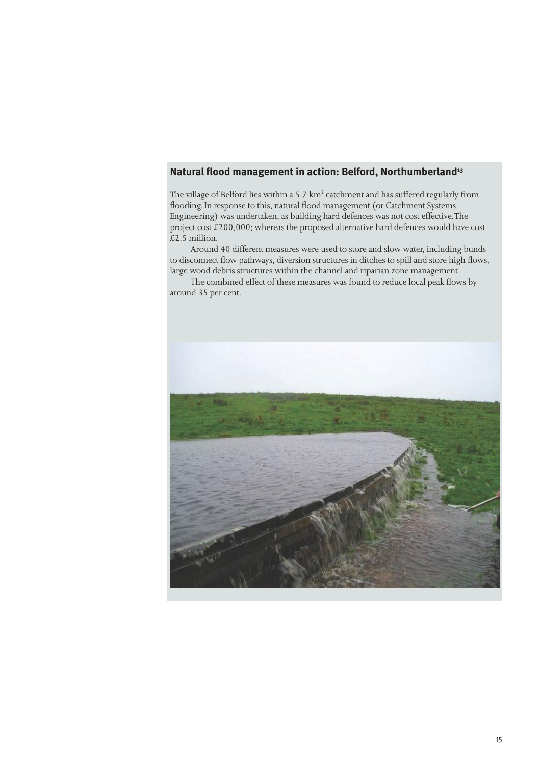## Natural flood management in action: Belford, Northumberland[13]

The village of Belford lies within a 5.7 $km^2$ catchment and has suffered regularly from flooding. In response to this, natural flood management (or Catchment Systems Engineering) was undertaken, as building hard defences was not cost effective. The project cost £200,000; whereas the proposed alternative hard defences would have cost £2.5 million.

Around 40 different measures were used to store and slow water, including bunds to disconnect flow pathways, diversion structures in ditches to spill and store high flows, large wood debris structures within the channel and riparian zone management.

The combined effect of these measures was found to reduce local peak flows by around 35 per cent.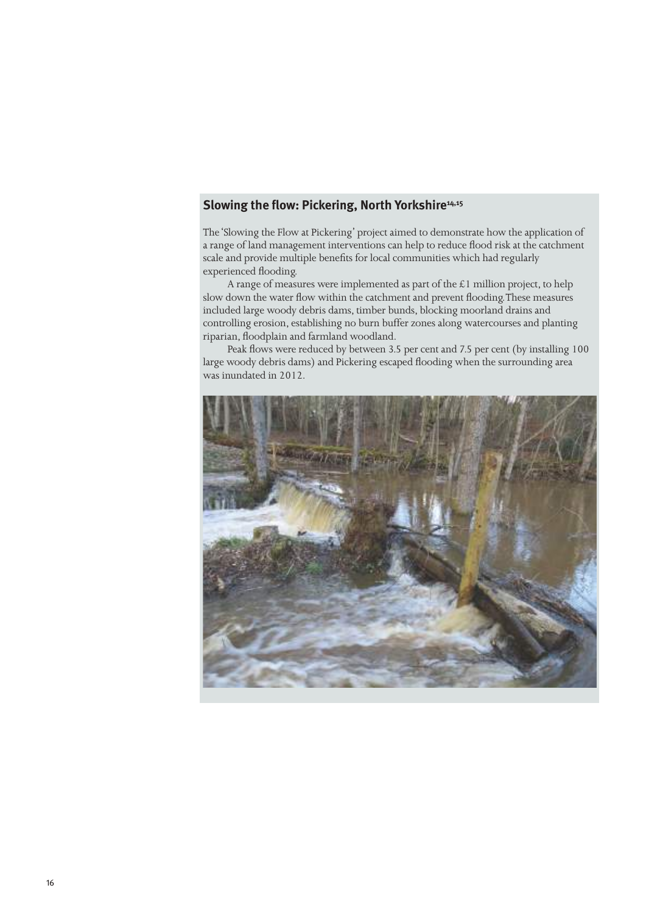### Slowing the flow: Pickering, North Yorkshire[14,15]

The 'Slowing the Flow at Pickering' project aimed to demonstrate how the application of a range of land management interventions can help to reduce flood risk at the catchment scale and provide multiple benefits for local communities which had regularly experienced flooding.

A range of measures were implemented as part of the £1 million project, to help slow down the water flow within the catchment and prevent flooding. These measures included large woody debris dams, timber bunds, blocking moorland drains and controlling erosion, establishing no burn buffer zones along watercourses and planting riparian, floodplain and farmland woodland.

Peak flows were reduced by between 3.5 per cent and 7.5 per cent (by installing 100 large woody debris dams) and Pickering escaped flooding when the surrounding area was inundated in 2012.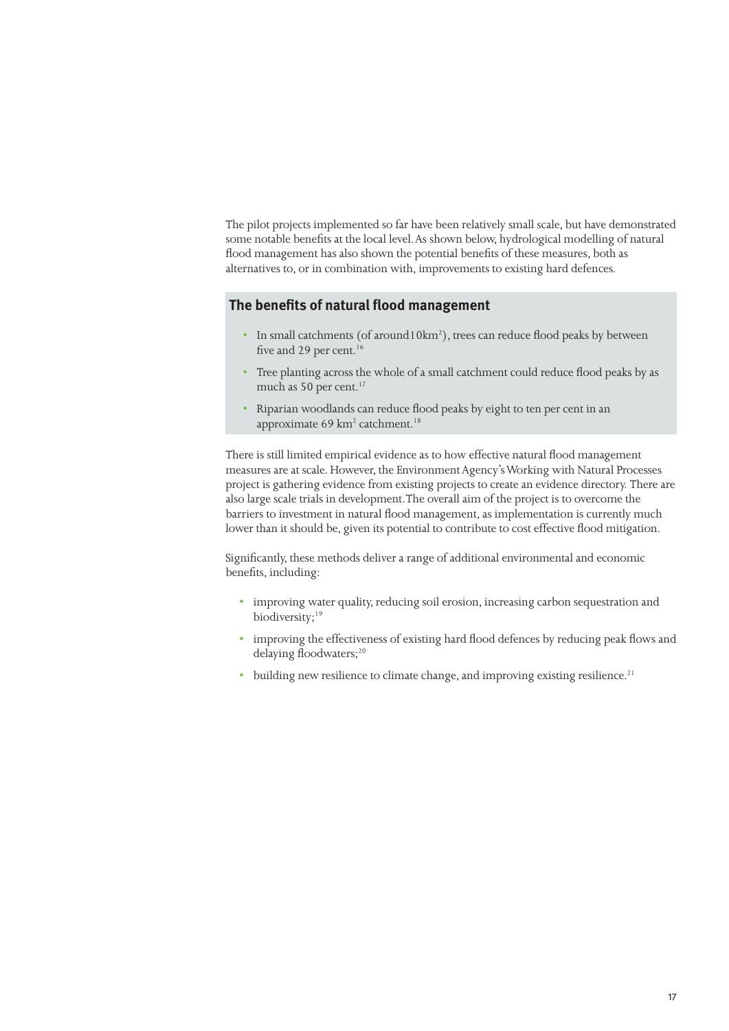The pilot projects implemented so far have been relatively small scale, but have demonstrated some notable benefits at the local level. As shown below, hydrological modelling of natural flood management has also shown the potential benefits of these measures, both as alternatives to, or in combination with, improvements to existing hard defences.

## The benefits of natural flood management

- In small catchments (of around10km$^2$), trees can reduce flood peaks by between five and 29 per cent.[16]
- Tree planting across the whole of a small catchment could reduce flood peaks by as much as 50 per cent.[17]
- Riparian woodlands can reduce flood peaks by eight to ten per cent in an approximate 69 km$^2$ catchment.[18]

There is still limited empirical evidence as to how effective natural flood management measures are at scale. However, the Environment Agency's Working with Natural Processes project is gathering evidence from existing projects to create an evidence directory. There are also large scale trials in development. The overall aim of the project is to overcome the barriers to investment in natural flood management, as implementation is currently much lower than it should be, given its potential to contribute to cost effective flood mitigation.

Significantly, these methods deliver a range of additional environmental and economic benefits, including:

- improving water quality, reducing soil erosion, increasing carbon sequestration and biodiversity;[19]
- improving the effectiveness of existing hard flood defences by reducing peak flows and delaying floodwaters;[20]
- building new resilience to climate change, and improving existing resilience.[21]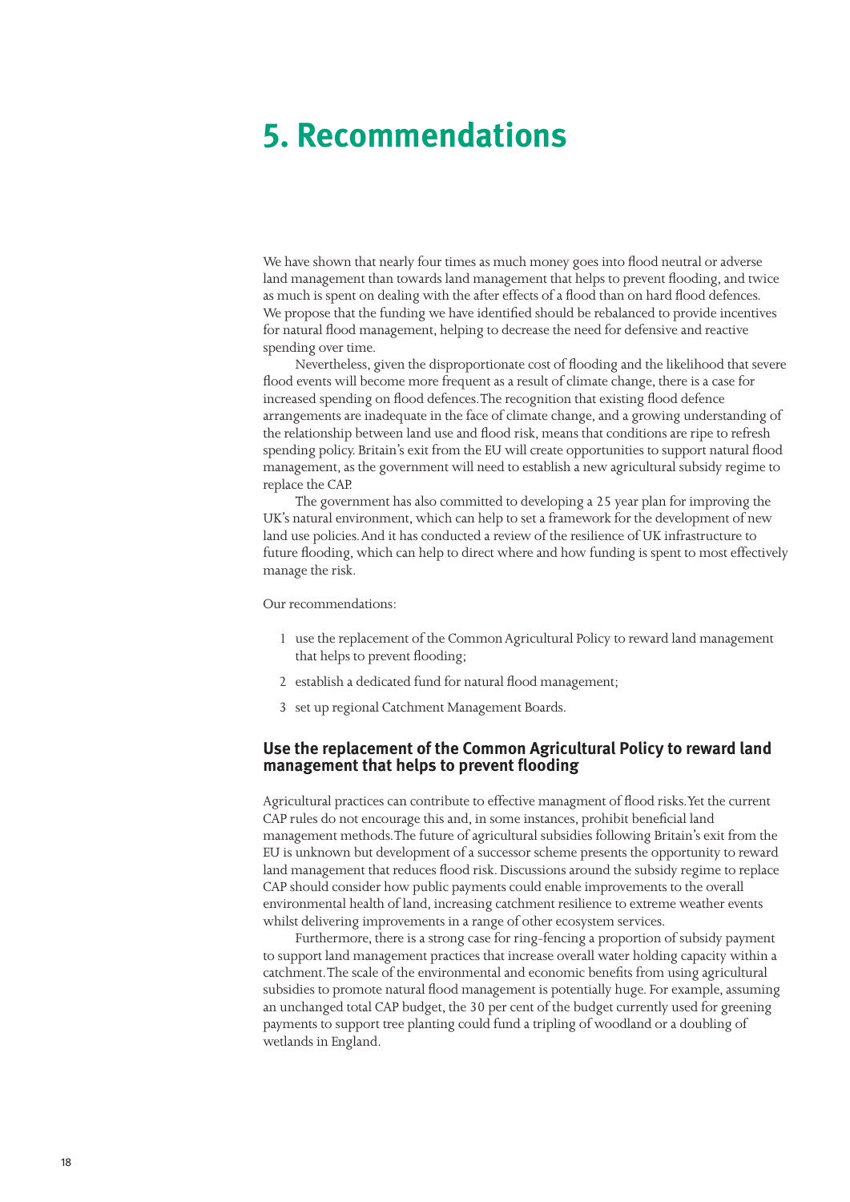# 5. Recommendations

We have shown that nearly four times as much money goes into flood neutral or adverse land management than towards land management that helps to prevent flooding, and twice as much is spent on dealing with the after effects of a flood than on hard flood defences. We propose that the funding we have identified should be rebalanced to provide incentives for natural flood management, helping to decrease the need for defensive and reactive spending over time.

Nevertheless, given the disproportionate cost of flooding and the likelihood that severe flood events will become more frequent as a result of climate change, there is a case for increased spending on flood defences. The recognition that existing flood defence arrangements are inadequate in the face of climate change, and a growing understanding of the relationship between land use and flood risk, means that conditions are ripe to refresh spending policy. Britain's exit from the EU will create opportunities to support natural flood management, as the government will need to establish a new agricultural subsidy regime to replace the CAP.

The government has also committed to developing a 25 year plan for improving the UK's natural environment, which can help to set a framework for the development of new land use policies. And it has conducted a review of the resilience of UK infrastructure to future flooding, which can help to direct where and how funding is spent to most effectively manage the risk.

Our recommendations:

1. use the replacement of the Common Agricultural Policy to reward land management that helps to prevent flooding;
2. establish a dedicated fund for natural flood management;
3. set up regional Catchment Management Boards.

### Use the replacement of the Common Agricultural Policy to reward land management that helps to prevent flooding

Agricultural practices can contribute to effective managment of flood risks. Yet the current CAP rules do not encourage this and, in some instances, prohibit beneficial land management methods. The future of agricultural subsidies following Britain's exit from the EU is unknown but development of a successor scheme presents the opportunity to reward land management that reduces flood risk. Discussions around the subsidy regime to replace CAP should consider how public payments could enable improvements to the overall environmental health of land, increasing catchment resilience to extreme weather events whilst delivering improvements in a range of other ecosystem services.

Furthermore, there is a strong case for ring-fencing a proportion of subsidy payment to support land management practices that increase overall water holding capacity within a catchment. The scale of the environmental and economic benefits from using agricultural subsidies to promote natural flood management is potentially huge. For example, assuming an unchanged total CAP budget, the 30 per cent of the budget currently used for greening payments to support tree planting could fund a tripling of woodland or a doubling of wetlands in England.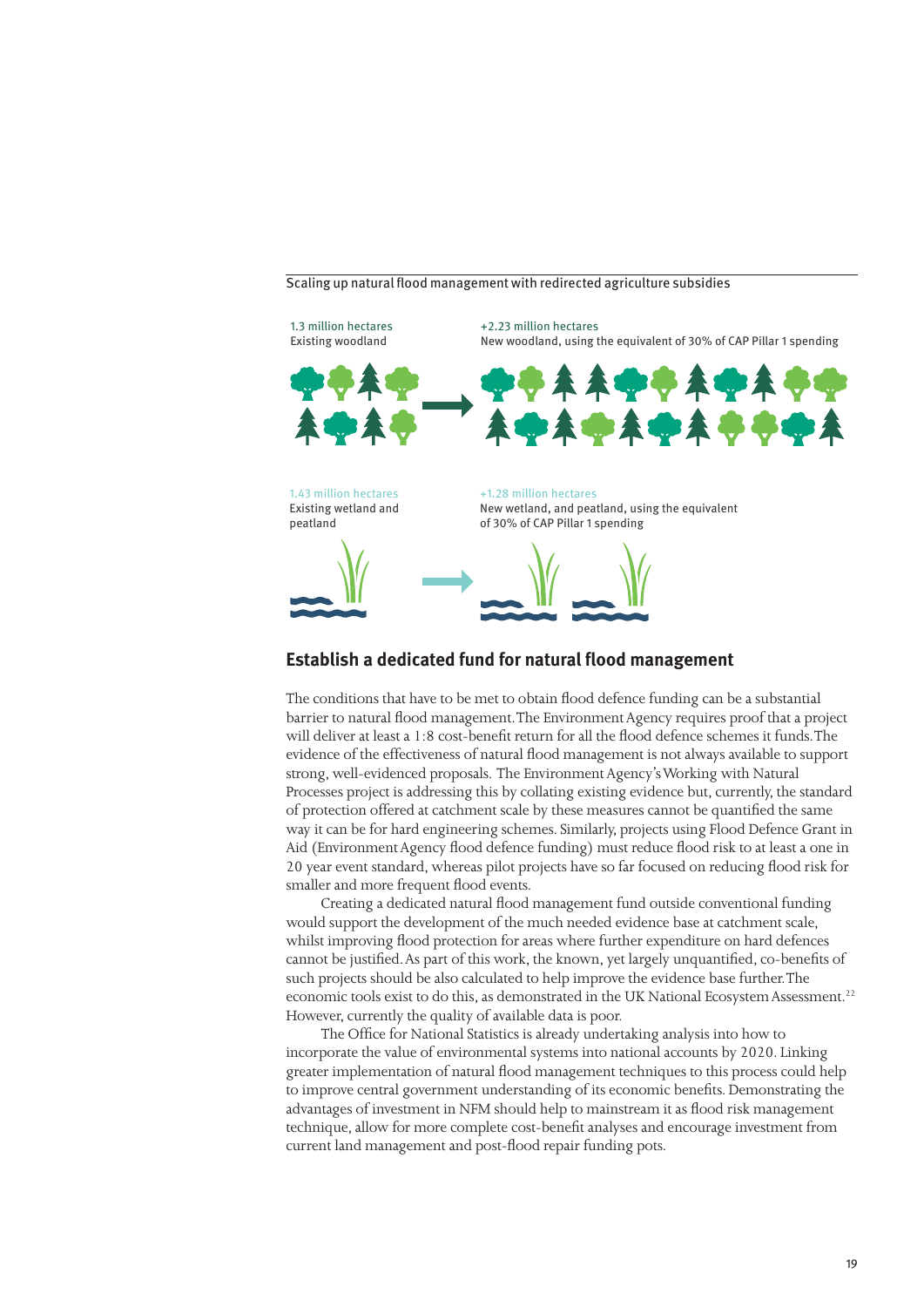Scaling up natural flood management with redirected agriculture subsidies

1.3 million hectares
Existing woodland

+2.23 million hectares
New woodland, using the equivalent of 30% of CAP Pillar 1 spending

1.43 million hectares
Existing wetland and peatland

+1.28 million hectares
New wetland, and peatland, using the equivalent of 30% of CAP Pillar 1 spending

## Establish a dedicated fund for natural flood management

The conditions that have to be met to obtain flood defence funding can be a substantial barrier to natural flood management. The Environment Agency requires proof that a project will deliver at least a 1:8 cost-benefit return for all the flood defence schemes it funds. The evidence of the effectiveness of natural flood management is not always available to support strong, well-evidenced proposals. The Environment Agency's Working with Natural Processes project is addressing this by collating existing evidence but, currently, the standard of protection offered at catchment scale by these measures cannot be quantified the same way it can be for hard engineering schemes. Similarly, projects using Flood Defence Grant in Aid (Environment Agency flood defence funding) must reduce flood risk to at least a one in 20 year event standard, whereas pilot projects have so far focused on reducing flood risk for smaller and more frequent flood events.

Creating a dedicated natural flood management fund outside conventional funding would support the development of the much needed evidence base at catchment scale, whilst improving flood protection for areas where further expenditure on hard defences cannot be justified. As part of this work, the known, yet largely unquantified, co-benefits of such projects should be also calculated to help improve the evidence base further. The economic tools exist to do this, as demonstrated in the UK National Ecosystem Assessment.[22] However, currently the quality of available data is poor.

The Office for National Statistics is already undertaking analysis into how to incorporate the value of environmental systems into national accounts by 2020. Linking greater implementation of natural flood management techniques to this process could help to improve central government understanding of its economic benefits. Demonstrating the advantages of investment in NFM should help to mainstream it as flood risk management technique, allow for more complete cost-benefit analyses and encourage investment from current land management and post-flood repair funding pots.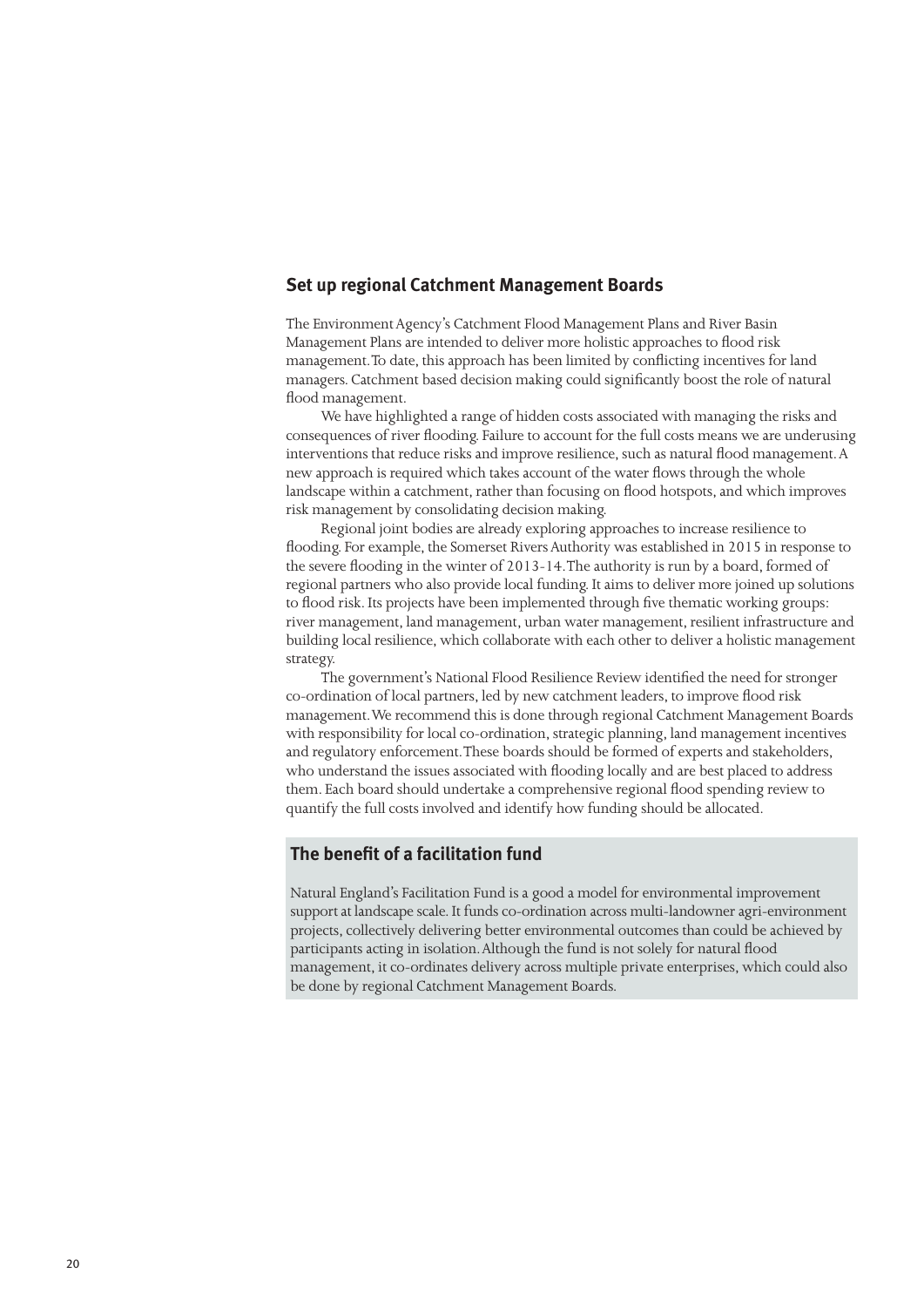## Set up regional Catchment Management Boards

The Environment Agency's Catchment Flood Management Plans and River Basin Management Plans are intended to deliver more holistic approaches to flood risk management. To date, this approach has been limited by conflicting incentives for land managers. Catchment based decision making could significantly boost the role of natural flood management.

We have highlighted a range of hidden costs associated with managing the risks and consequences of river flooding. Failure to account for the full costs means we are underusing interventions that reduce risks and improve resilience, such as natural flood management. A new approach is required which takes account of the water flows through the whole landscape within a catchment, rather than focusing on flood hotspots, and which improves risk management by consolidating decision making.

Regional joint bodies are already exploring approaches to increase resilience to flooding. For example, the Somerset Rivers Authority was established in 2015 in response to the severe flooding in the winter of 2013-14. The authority is run by a board, formed of regional partners who also provide local funding. It aims to deliver more joined up solutions to flood risk. Its projects have been implemented through five thematic working groups: river management, land management, urban water management, resilient infrastructure and building local resilience, which collaborate with each other to deliver a holistic management strategy.

The government's National Flood Resilience Review identified the need for stronger co-ordination of local partners, led by new catchment leaders, to improve flood risk management. We recommend this is done through regional Catchment Management Boards with responsibility for local co-ordination, strategic planning, land management incentives and regulatory enforcement. These boards should be formed of experts and stakeholders, who understand the issues associated with flooding locally and are best placed to address them. Each board should undertake a comprehensive regional flood spending review to quantify the full costs involved and identify how funding should be allocated.

### The benefit of a facilitation fund

Natural England's Facilitation Fund is a good a model for environmental improvement support at landscape scale. It funds co-ordination across multi-landowner agri-environment projects, collectively delivering better environmental outcomes than could be achieved by participants acting in isolation. Although the fund is not solely for natural flood management, it co-ordinates delivery across multiple private enterprises, which could also be done by regional Catchment Management Boards.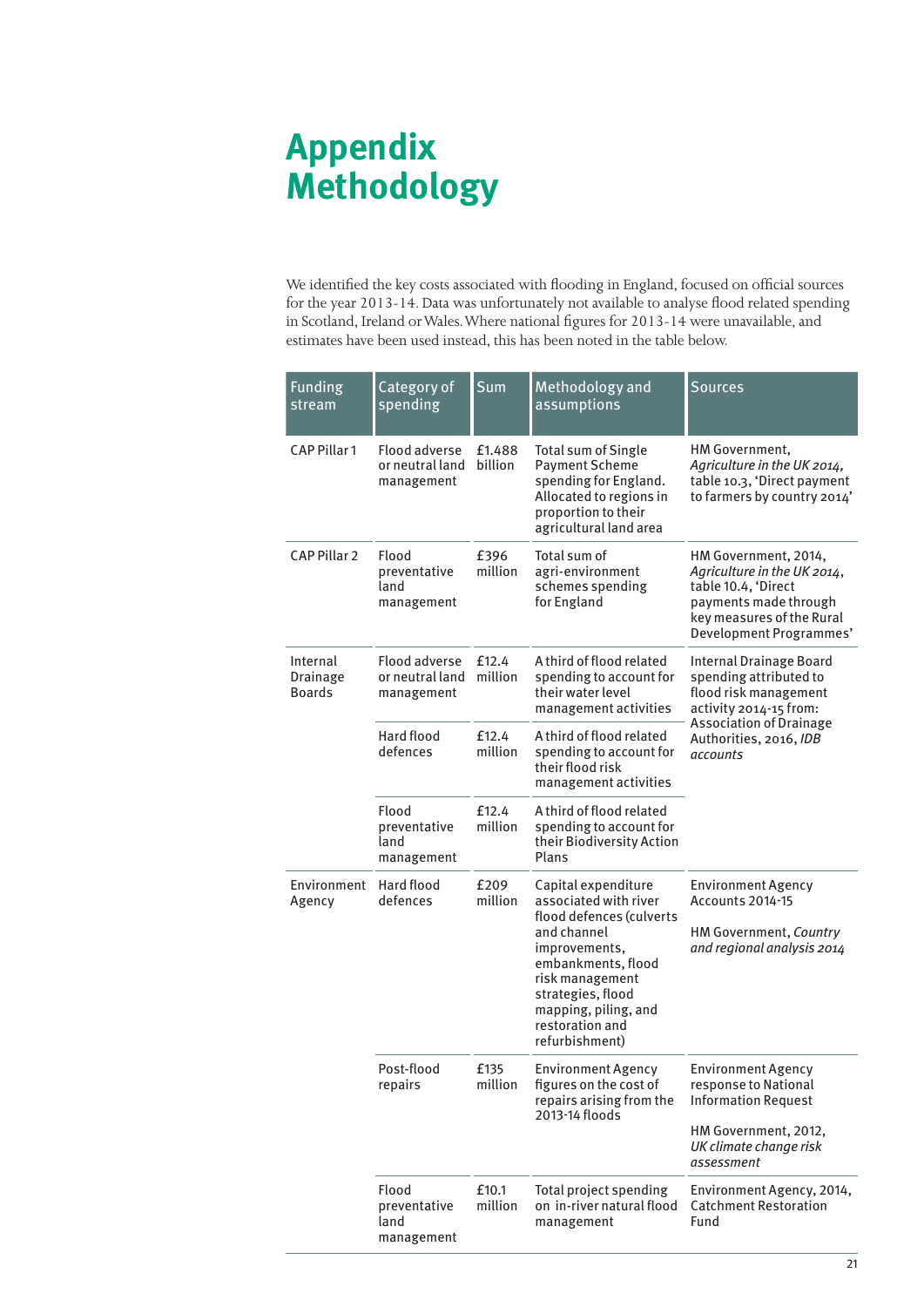# Appendix
# Methodology

We identified the key costs associated with flooding in England, focused on official sources for the year 2013-14. Data was unfortunately not available to analyse flood related spending in Scotland, Ireland or Wales. Where national figures for 2013-14 were unavailable, and estimates have been used instead, this has been noted in the table below.

| Funding stream | Category of spending | Sum | Methodology and assumptions | Sources |
|---|---|---|---|---|
| CAP Pillar 1 | Flood adverse or neutral land management | £1.488 billion | Total sum of Single Payment Scheme spending for England. Allocated to regions in proportion to their agricultural land area | HM Government, *Agriculture in the UK 2014*, table 10.3, 'Direct payment to farmers by country 2014' |
| CAP Pillar 2 | Flood preventative land management | £396 million | Total sum of agri-environment schemes spending for England | HM Government, 2014, *Agriculture in the UK 2014*, table 10.4, 'Direct payments made through key measures of the Rural Development Programmes' |
| Internal Drainage Boards | Flood adverse or neutral land management | £12.4 million | A third of flood related spending to account for their water level management activities | Internal Drainage Board spending attributed to flood risk management activity 2014-15 from: Association of Drainage Authorities, 2016, *IDB accounts* |
| | Hard flood defences | £12.4 million | A third of flood related spending to account for their flood risk management activities | |
| | Flood preventative land management | £12.4 million | A third of flood related spending to account for their Biodiversity Action Plans | |
| Environment Agency | Hard flood defences | £209 million | Capital expenditure associated with river flood defences (culverts and channel improvements, embankments, flood risk management strategies, flood mapping, piling, and restoration and refurbishment) | Environment Agency Accounts 2014-15<br><br>HM Government, *Country and regional analysis 2014* |
| | Post-flood repairs | £135 million | Environment Agency figures on the cost of repairs arising from the 2013-14 floods | Environment Agency response to National Information Request<br><br>HM Government, 2012, *UK climate change risk assessment* |
| | Flood preventative land management | £10.1 million | Total project spending on in-river natural flood management | Environment Agency, 2014, Catchment Restoration Fund |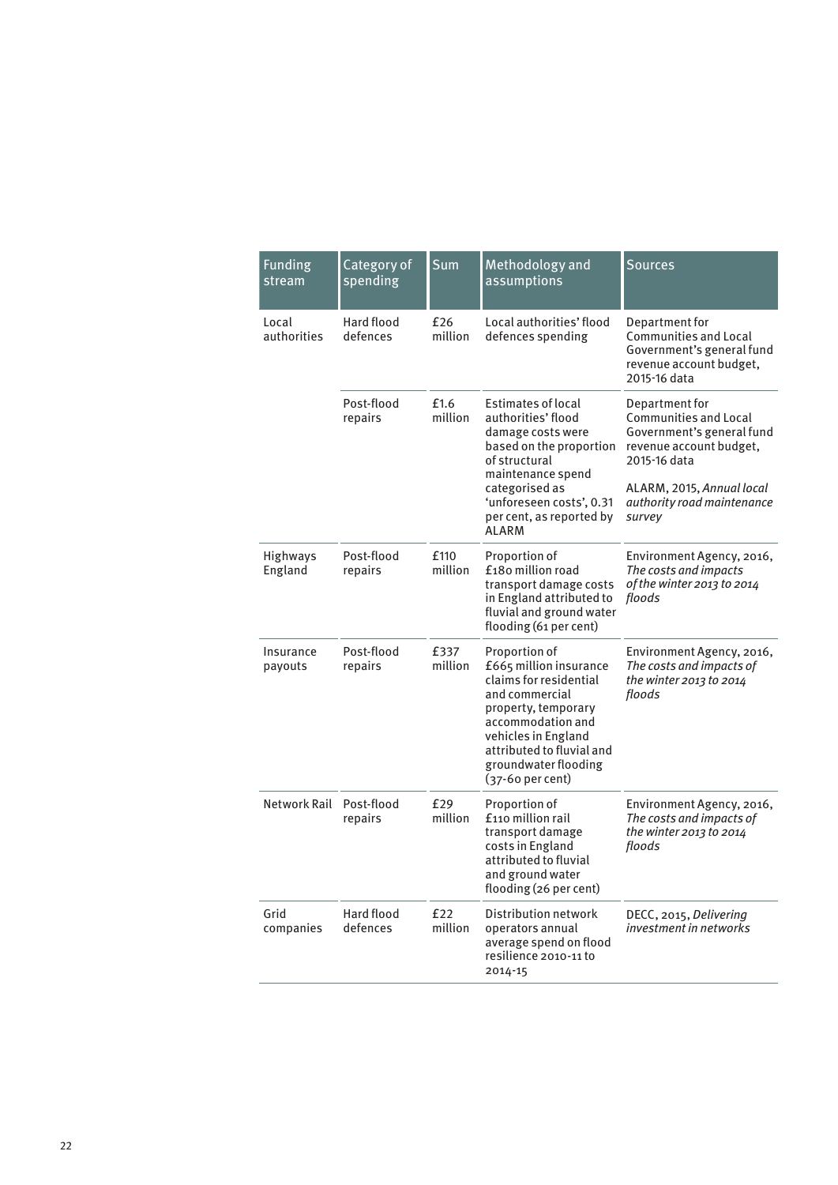| Funding stream | Category of spending | Sum | Methodology and assumptions | Sources |
|---|---|---|---|---|
| Local authorities | Hard flood defences | £26 million | Local authorities' flood defences spending | Department for Communities and Local Government's general fund revenue account budget, 2015-16 data |
| | Post-flood repairs | £1.6 million | Estimates of local authorities' flood damage costs were based on the proportion of structural maintenance spend categorised as 'unforeseen costs', 0.31 per cent, as reported by ALARM | Department for Communities and Local Government's general fund revenue account budget, 2015-16 data<br><br>ALARM, 2015, *Annual local authority road maintenance survey* |
| Highways England | Post-flood repairs | £110 million | Proportion of £180 million road transport damage costs in England attributed to fluvial and ground water flooding (61 per cent) | Environment Agency, 2016, *The costs and impacts of the winter 2013 to 2014 floods* |
| Insurance payouts | Post-flood repairs | £337 million | Proportion of £665 million insurance claims for residential and commercial property, temporary accommodation and vehicles in England attributed to fluvial and groundwater flooding (37-60 per cent) | Environment Agency, 2016, *The costs and impacts of the winter 2013 to 2014 floods* |
| Network Rail | Post-flood repairs | £29 million | Proportion of £110 million rail transport damage costs in England attributed to fluvial and ground water flooding (26 per cent) | Environment Agency, 2016, *The costs and impacts of the winter 2013 to 2014 floods* |
| Grid companies | Hard flood defences | £22 million | Distribution network operators annual average spend on flood resilience 2010-11 to 2014-15 | DECC, 2015, *Delivering investment in networks* |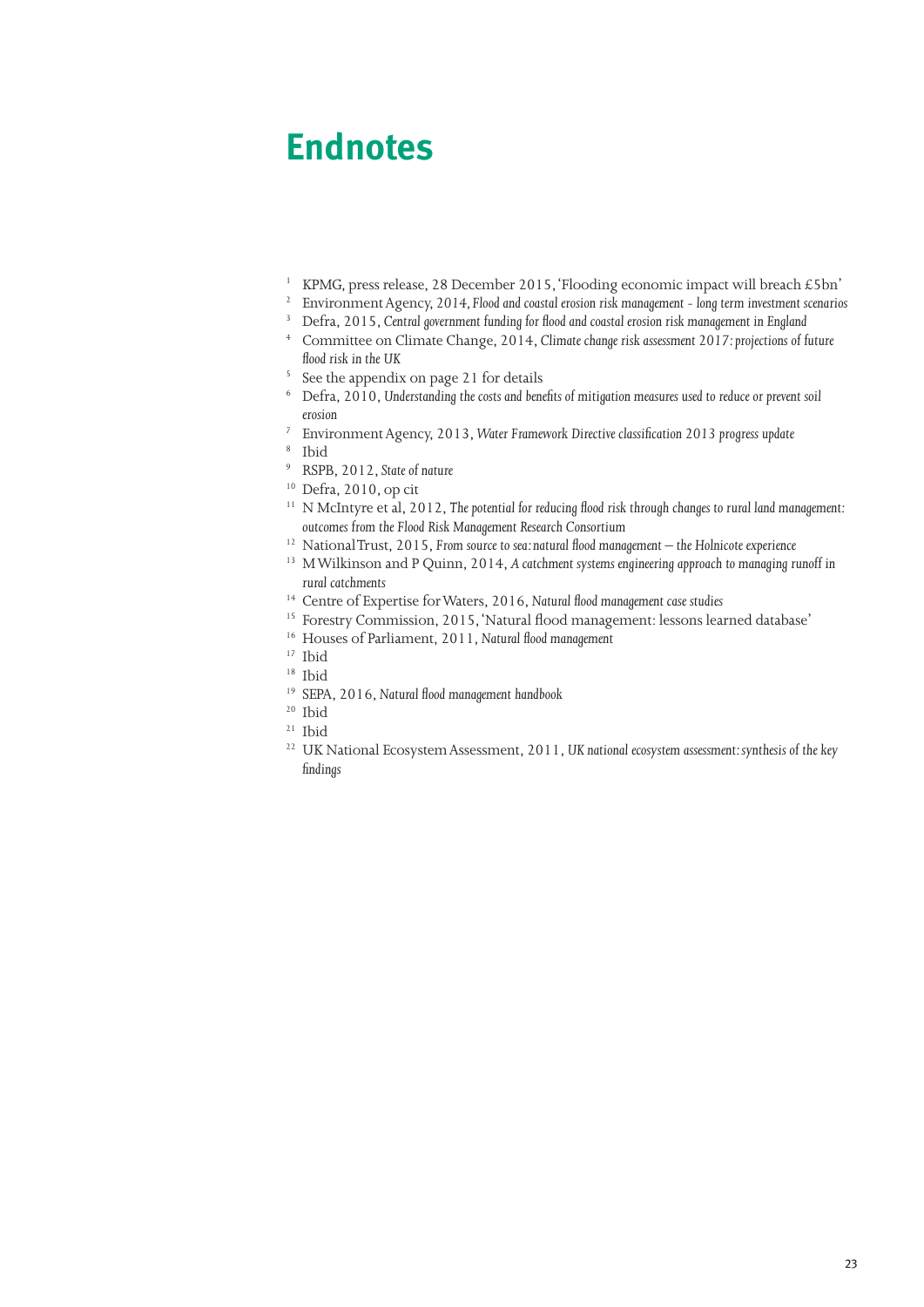# Endnotes

[1] KPMG, press release, 28 December 2015, 'Flooding economic impact will breach £5bn'
[2] Environment Agency, 2014, *Flood and coastal erosion risk management - long term investment scenarios*
[3] Defra, 2015, *Central government funding for flood and coastal erosion risk management in England*
[4] Committee on Climate Change, 2014, *Climate change risk assessment 2017: projections of future flood risk in the UK*
[5] See the appendix on page 21 for details
[6] Defra, 2010, *Understanding the costs and benefits of mitigation measures used to reduce or prevent soil erosion*
[7] Environment Agency, 2013, *Water Framework Directive classification 2013 progress update*
[8] Ibid
[9] RSPB, 2012, *State of nature*
[10] Defra, 2010, op cit
[11] N McIntyre et al, 2012, *The potential for reducing flood risk through changes to rural land management: outcomes from the Flood Risk Management Research Consortium*
[12] National Trust, 2015, *From source to sea: natural flood management – the Holnicote experience*
[13] M Wilkinson and P Quinn, 2014, *A catchment systems engineering approach to managing runoff in rural catchments*
[14] Centre of Expertise for Waters, 2016, *Natural flood management case studies*
[15] Forestry Commission, 2015, 'Natural flood management: lessons learned database'
[16] Houses of Parliament, 2011, *Natural flood management*
[17] Ibid
[18] Ibid
[19] SEPA, 2016, *Natural flood management handbook*
[20] Ibid
[21] Ibid
[22] UK National Ecosystem Assessment, 2011, *UK national ecosystem assessment: synthesis of the key findings*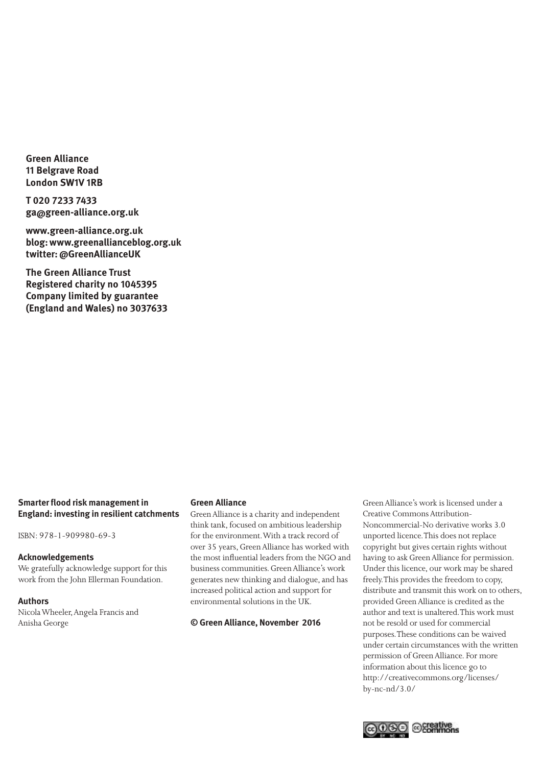**Green Alliance**
**11 Belgrave Road**
**London SW1V 1RB**

**T 020 7233 7433**
**ga@green-alliance.org.uk**

**www.green-alliance.org.uk**
**blog: www.greenallianceblog.org.uk**
**twitter: @GreenAllianceUK**

**The Green Alliance Trust**
**Registered charity no 1045395**
**Company limited by guarantee**
**(England and Wales) no 3037633**

**Smarter flood risk management in England: investing in resilient catchments**

ISBN: 978-1-909980-69-3

**Acknowledgements**

We gratefully acknowledge support for this work from the John Ellerman Foundation.

**Authors**

Nicola Wheeler, Angela Francis and Anisha George

**Green Alliance**

Green Alliance is a charity and independent think tank, focused on ambitious leadership for the environment. With a track record of over 35 years, Green Alliance has worked with the most influential leaders from the NGO and business communities. Green Alliance's work generates new thinking and dialogue, and has increased political action and support for environmental solutions in the UK.

**© Green Alliance, November 2016**

Green Alliance's work is licensed under a Creative Commons Attribution-Noncommercial-No derivative works 3.0 unported licence. This does not replace copyright but gives certain rights without having to ask Green Alliance for permission. Under this licence, our work may be shared freely. This provides the freedom to copy, distribute and transmit this work on to others, provided Green Alliance is credited as the author and text is unaltered. This work must not be resold or used for commercial purposes. These conditions can be waived under certain circumstances with the written permission of Green Alliance. For more information about this licence go to http://creativecommons.org/licenses/by-nc-nd/3.0/